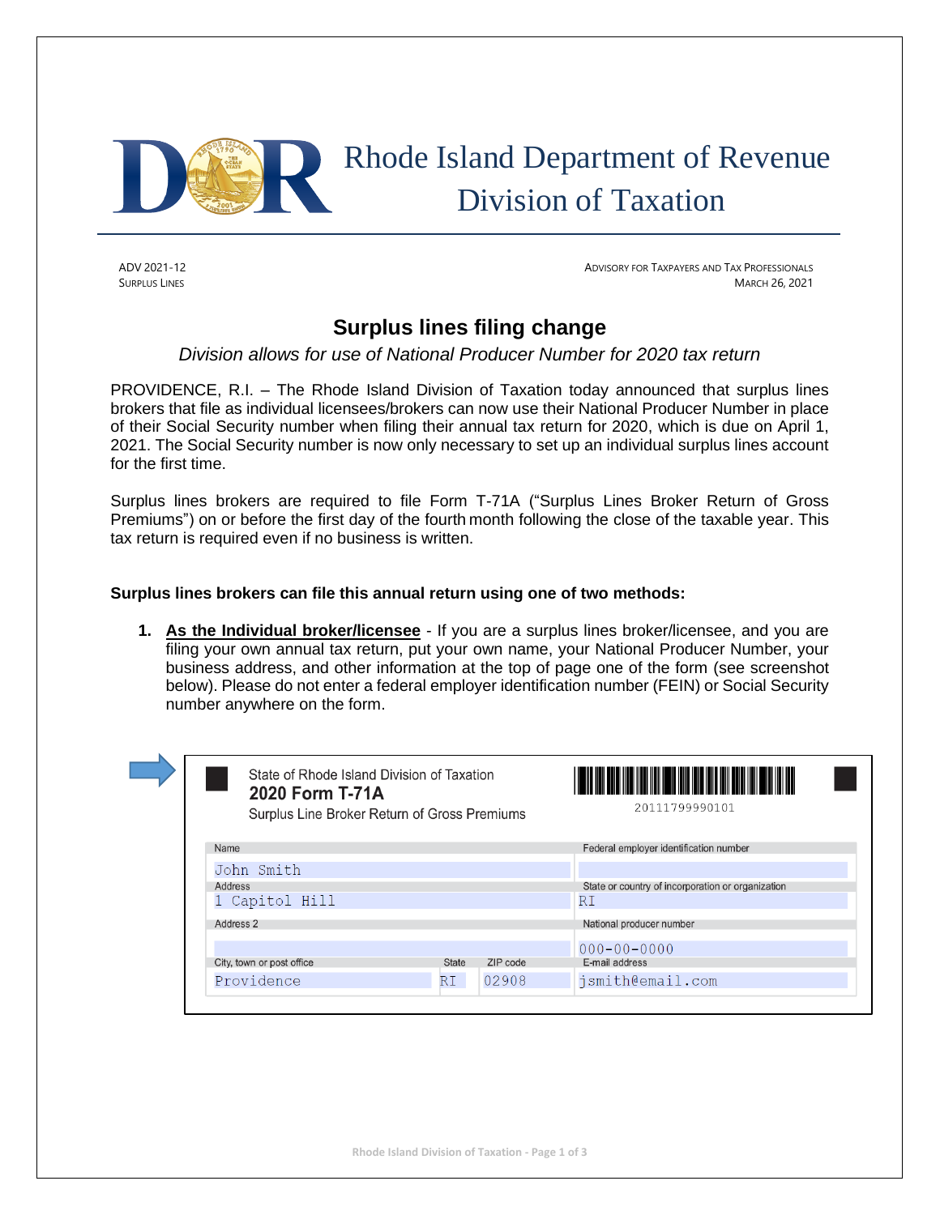# Rhode Island Department of Revenue
## Division of Taxation

ADV 2021-12
SURPLUS LINES

ADVISORY FOR TAXPAYERS AND TAX PROFESSIONALS
MARCH 26, 2021

## Surplus lines filing change

*Division allows for use of National Producer Number for 2020 tax return*

PROVIDENCE, R.I. – The Rhode Island Division of Taxation today announced that surplus lines brokers that file as individual licensees/brokers can now use their National Producer Number in place of their Social Security number when filing their annual tax return for 2020, which is due on April 1, 2021. The Social Security number is now only necessary to set up an individual surplus lines account for the first time.

Surplus lines brokers are required to file Form T-71A ("Surplus Lines Broker Return of Gross Premiums") on or before the first day of the fourth month following the close of the taxable year. This tax return is required even if no business is written.

**Surplus lines brokers can file this annual return using one of two methods:**

1. **As the Individual broker/licensee** - If you are a surplus lines broker/licensee, and you are filing your own annual tax return, put your own name, your National Producer Number, your business address, and other information at the top of page one of the form (see screenshot below). Please do not enter a federal employer identification number (FEIN) or Social Security number anywhere on the form.

State of Rhode Island Division of Taxation
**2020 Form T-71A**
Surplus Line Broker Return of Gross Premiums

20111799990101

| Name | | | Federal employer identification number |
|---|---|---|---|
| John Smith | | | |
| Address | | | State or country of incorporation or organization |
| 1 Capitol Hill | | | RI |
| Address 2 | | | National producer number |
| | | | 000-00-0000 |
| City, town or post office | State | ZIP code | E-mail address |
| Providence | RI | 02908 | jsmith@email.com |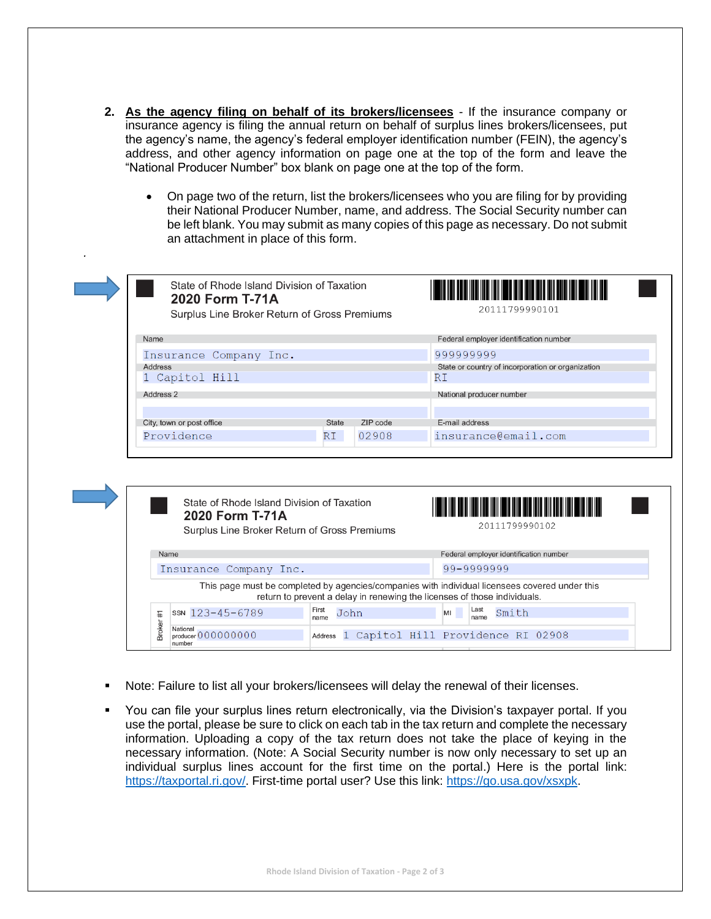2. **As the agency filing on behalf of its brokers/licensees** - If the insurance company or insurance agency is filing the annual return on behalf of surplus lines brokers/licensees, put the agency's name, the agency's federal employer identification number (FEIN), the agency's address, and other agency information on page one at the top of the form and leave the "National Producer Number" box blank on page one at the top of the form.

   - On page two of the return, list the brokers/licensees who you are filing for by providing their National Producer Number, name, and address. The Social Security number can be left blank. You may submit as many copies of this page as necessary. Do not submit an attachment in place of this form.

State of Rhode Island Division of Taxation
**2020 Form T-71A**
Surplus Line Broker Return of Gross Premiums

20111799990101

| Name | Federal employer identification number |
|---|---|
| Insurance Company Inc. | 999999999 |
| **Address** | **State or country of incorporation or organization** |
| 1 Capitol Hill | RI |
| **Address 2** | **National producer number** |
| | |

| City, town or post office | State | ZIP code | E-mail address |
|---|---|---|---|
| Providence | RI | 02908 | insurance@email.com |

State of Rhode Island Division of Taxation
**2020 Form T-71A**
Surplus Line Broker Return of Gross Premiums

20111799990102

| Name | Federal employer identification number |
|---|---|
| Insurance Company Inc. | 99-9999999 |

This page must be completed by agencies/companies with individual licensees covered under this return to prevent a delay in renewing the licenses of those individuals.

| Broker #1 | | | | | | | |
|---|---|---|---|---|---|---|---|
| SSN | 123-45-6789 | First name | John | MI | | Last name | Smith |
| National producer number | 000000000 | Address | 1 Capitol Hill Providence RI 02908 | | | | |

- Note: Failure to list all your brokers/licensees will delay the renewal of their licenses.
- You can file your surplus lines return electronically, via the Division's taxpayer portal. If you use the portal, please be sure to click on each tab in the tax return and complete the necessary information. Uploading a copy of the tax return does not take the place of keying in the necessary information. (Note: A Social Security number is now only necessary to set up an individual surplus lines account for the first time on the portal.) Here is the portal link: https://taxportal.ri.gov/. First-time portal user? Use this link: https://go.usa.gov/xsxpk.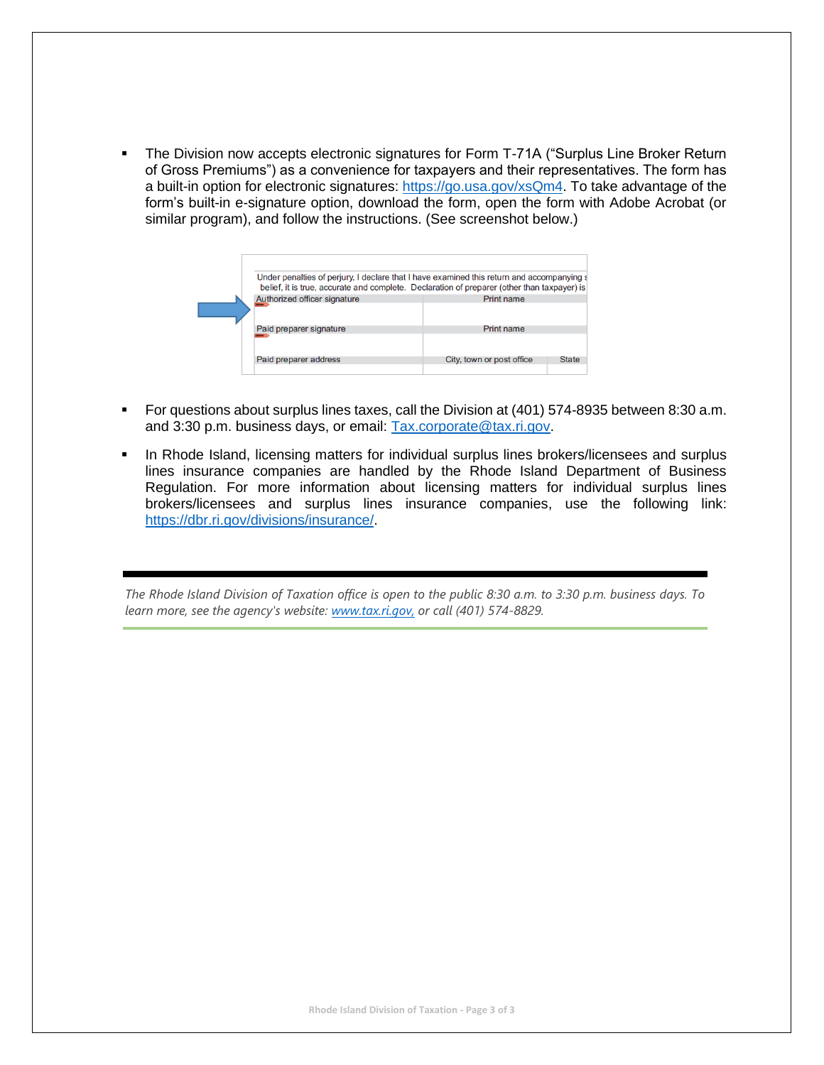- The Division now accepts electronic signatures for Form T-71A ("Surplus Line Broker Return of Gross Premiums") as a convenience for taxpayers and their representatives. The form has a built-in option for electronic signatures: https://go.usa.gov/xsQm4. To take advantage of the form's built-in e-signature option, download the form, open the form with Adobe Acrobat (or similar program), and follow the instructions. (See screenshot below.)

- For questions about surplus lines taxes, call the Division at (401) 574-8935 between 8:30 a.m. and 3:30 p.m. business days, or email: Tax.corporate@tax.ri.gov.

- In Rhode Island, licensing matters for individual surplus lines brokers/licensees and surplus lines insurance companies are handled by the Rhode Island Department of Business Regulation. For more information about licensing matters for individual surplus lines brokers/licensees and surplus lines insurance companies, use the following link: https://dbr.ri.gov/divisions/insurance/.

---

*The Rhode Island Division of Taxation office is open to the public 8:30 a.m. to 3:30 p.m. business days. To learn more, see the agency's website: www.tax.ri.gov, or call (401) 574-8829.*